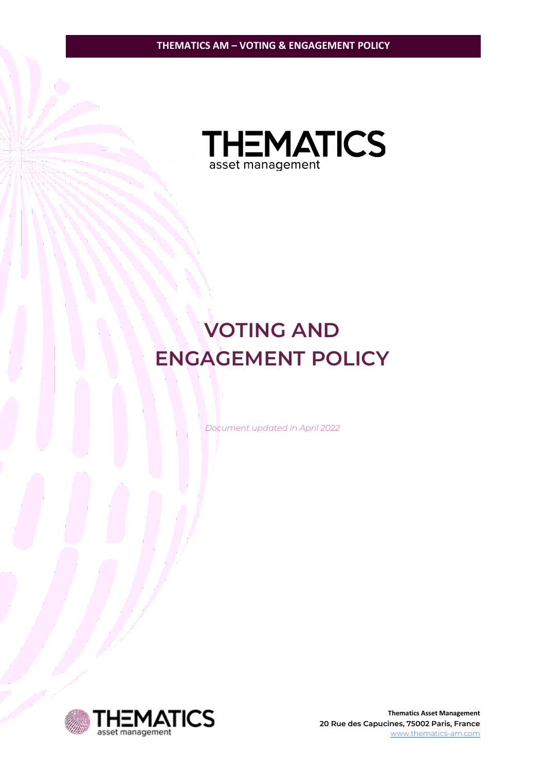# VOTING AND ENGAGEMENT POLICY

*Document updated in April 2022*

**Thematics Asset Management**
**20 Rue des Capucines, 75002 Paris, France**
www.thematics-am.com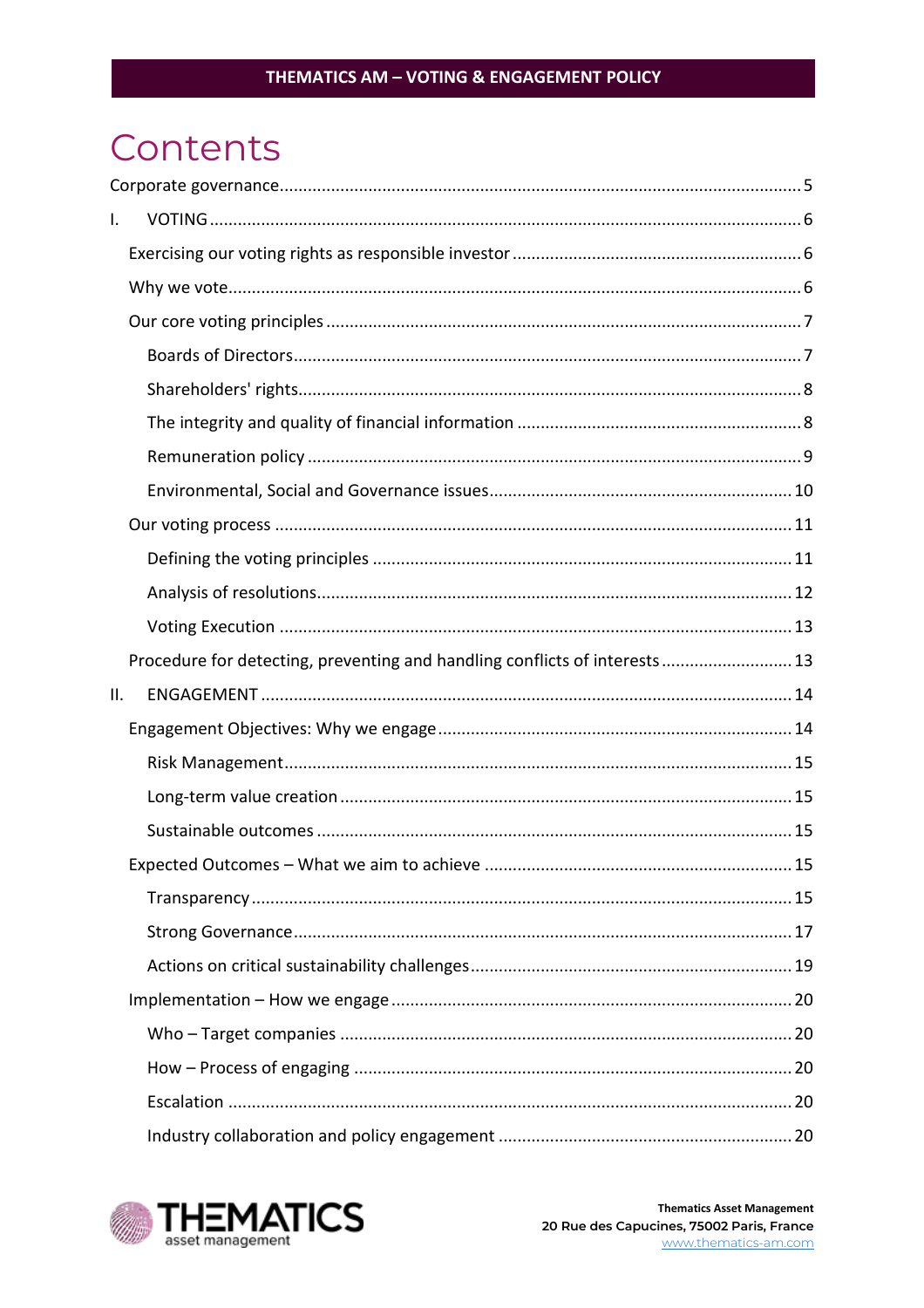# Contents

Corporate governance..........5

I. VOTING..........6

- Exercising our voting rights as responsible investor..........6
- Why we vote..........6
- Our core voting principles..........7
  - Boards of Directors..........7
  - Shareholders' rights..........8
  - The integrity and quality of financial information..........8
  - Remuneration policy..........9
  - Environmental, Social and Governance issues..........10
- Our voting process..........11
  - Defining the voting principles..........11
  - Analysis of resolutions..........12
  - Voting Execution..........13
- Procedure for detecting, preventing and handling conflicts of interests..........13

II. ENGAGEMENT..........14

- Engagement Objectives: Why we engage..........14
  - Risk Management..........15
  - Long-term value creation..........15
  - Sustainable outcomes..........15
- Expected Outcomes – What we aim to achieve..........15
  - Transparency..........15
  - Strong Governance..........17
  - Actions on critical sustainability challenges..........19
- Implementation – How we engage..........20
  - Who – Target companies..........20
  - How – Process of engaging..........20
  - Escalation..........20
  - Industry collaboration and policy engagement..........20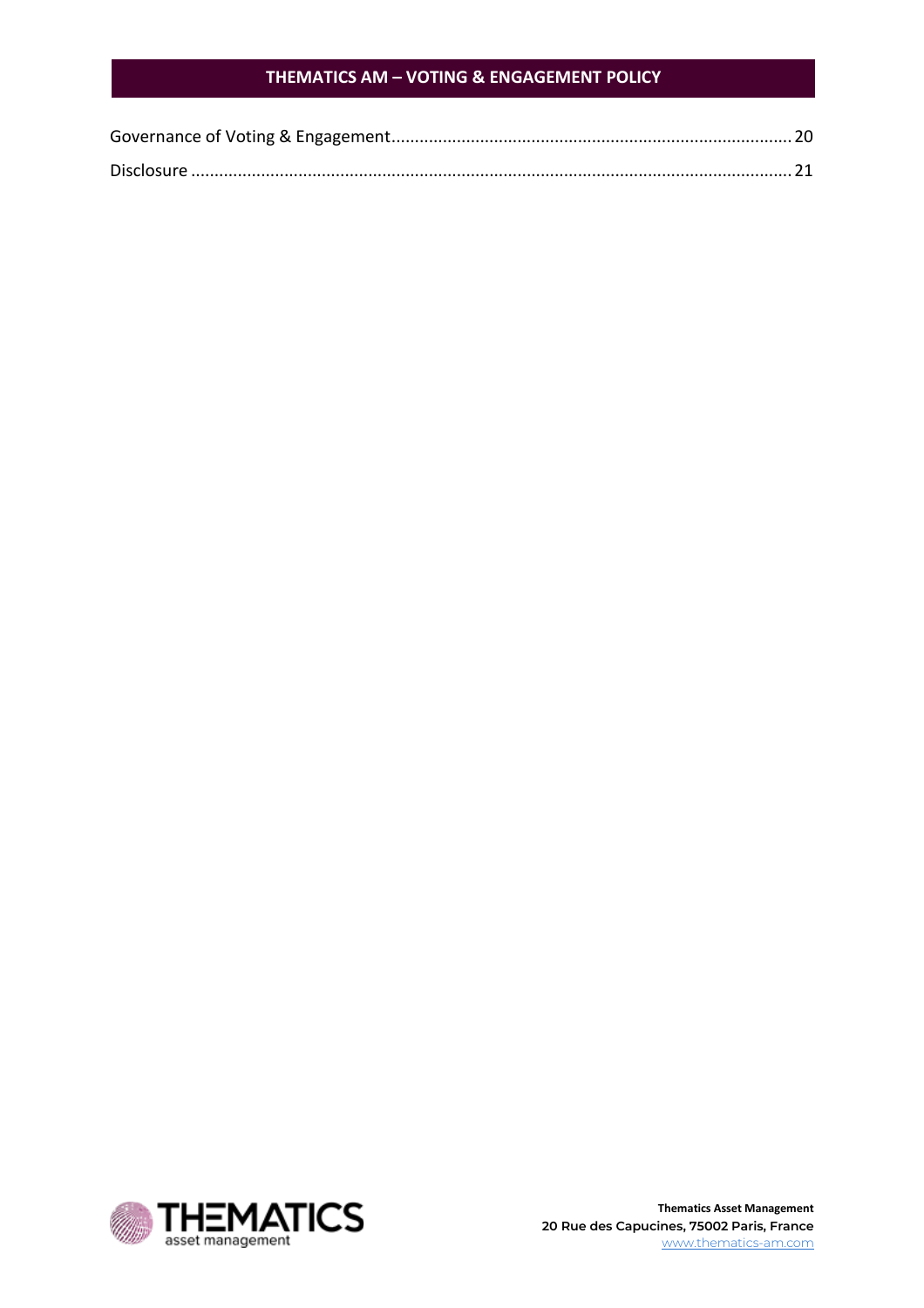Governance of Voting & Engagement ........................................................................................ 20

Disclosure ........................................................................................................................................ 21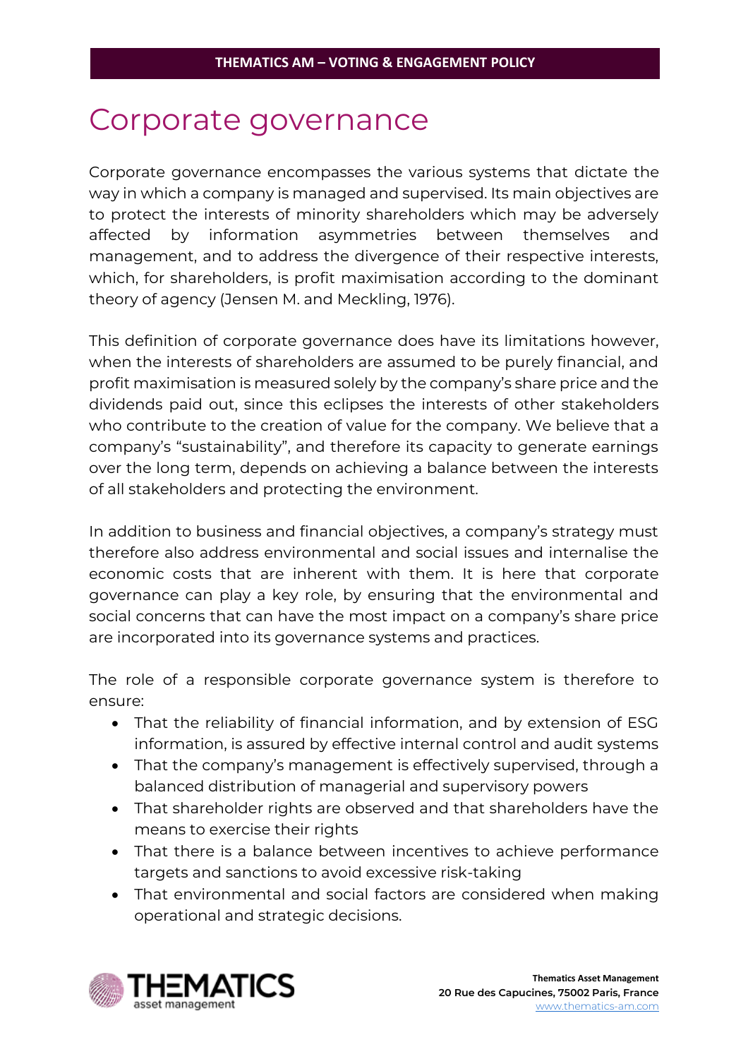# Corporate governance

Corporate governance encompasses the various systems that dictate the way in which a company is managed and supervised. Its main objectives are to protect the interests of minority shareholders which may be adversely affected by information asymmetries between themselves and management, and to address the divergence of their respective interests, which, for shareholders, is profit maximisation according to the dominant theory of agency (Jensen M. and Meckling, 1976).

This definition of corporate governance does have its limitations however, when the interests of shareholders are assumed to be purely financial, and profit maximisation is measured solely by the company's share price and the dividends paid out, since this eclipses the interests of other stakeholders who contribute to the creation of value for the company. We believe that a company's "sustainability", and therefore its capacity to generate earnings over the long term, depends on achieving a balance between the interests of all stakeholders and protecting the environment.

In addition to business and financial objectives, a company's strategy must therefore also address environmental and social issues and internalise the economic costs that are inherent with them. It is here that corporate governance can play a key role, by ensuring that the environmental and social concerns that can have the most impact on a company's share price are incorporated into its governance systems and practices.

The role of a responsible corporate governance system is therefore to ensure:

- That the reliability of financial information, and by extension of ESG information, is assured by effective internal control and audit systems
- That the company's management is effectively supervised, through a balanced distribution of managerial and supervisory powers
- That shareholder rights are observed and that shareholders have the means to exercise their rights
- That there is a balance between incentives to achieve performance targets and sanctions to avoid excessive risk-taking
- That environmental and social factors are considered when making operational and strategic decisions.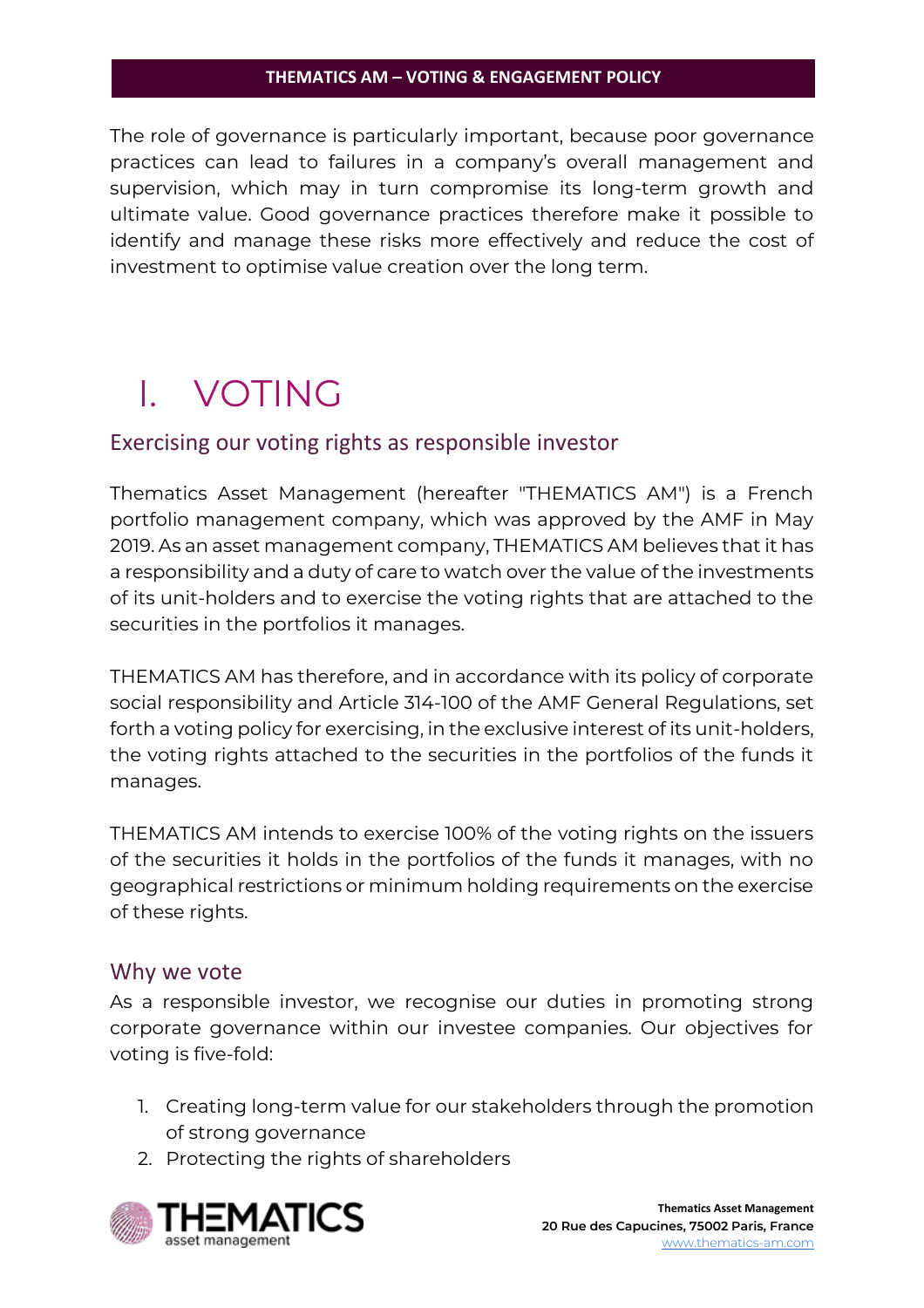The role of governance is particularly important, because poor governance practices can lead to failures in a company's overall management and supervision, which may in turn compromise its long-term growth and ultimate value. Good governance practices therefore make it possible to identify and manage these risks more effectively and reduce the cost of investment to optimise value creation over the long term.

# I. VOTING

## Exercising our voting rights as responsible investor

Thematics Asset Management (hereafter "THEMATICS AM") is a French portfolio management company, which was approved by the AMF in May 2019. As an asset management company, THEMATICS AM believes that it has a responsibility and a duty of care to watch over the value of the investments of its unit-holders and to exercise the voting rights that are attached to the securities in the portfolios it manages.

THEMATICS AM has therefore, and in accordance with its policy of corporate social responsibility and Article 314-100 of the AMF General Regulations, set forth a voting policy for exercising, in the exclusive interest of its unit-holders, the voting rights attached to the securities in the portfolios of the funds it manages.

THEMATICS AM intends to exercise 100% of the voting rights on the issuers of the securities it holds in the portfolios of the funds it manages, with no geographical restrictions or minimum holding requirements on the exercise of these rights.

## Why we vote

As a responsible investor, we recognise our duties in promoting strong corporate governance within our investee companies. Our objectives for voting is five-fold:

1. Creating long-term value for our stakeholders through the promotion of strong governance
2. Protecting the rights of shareholders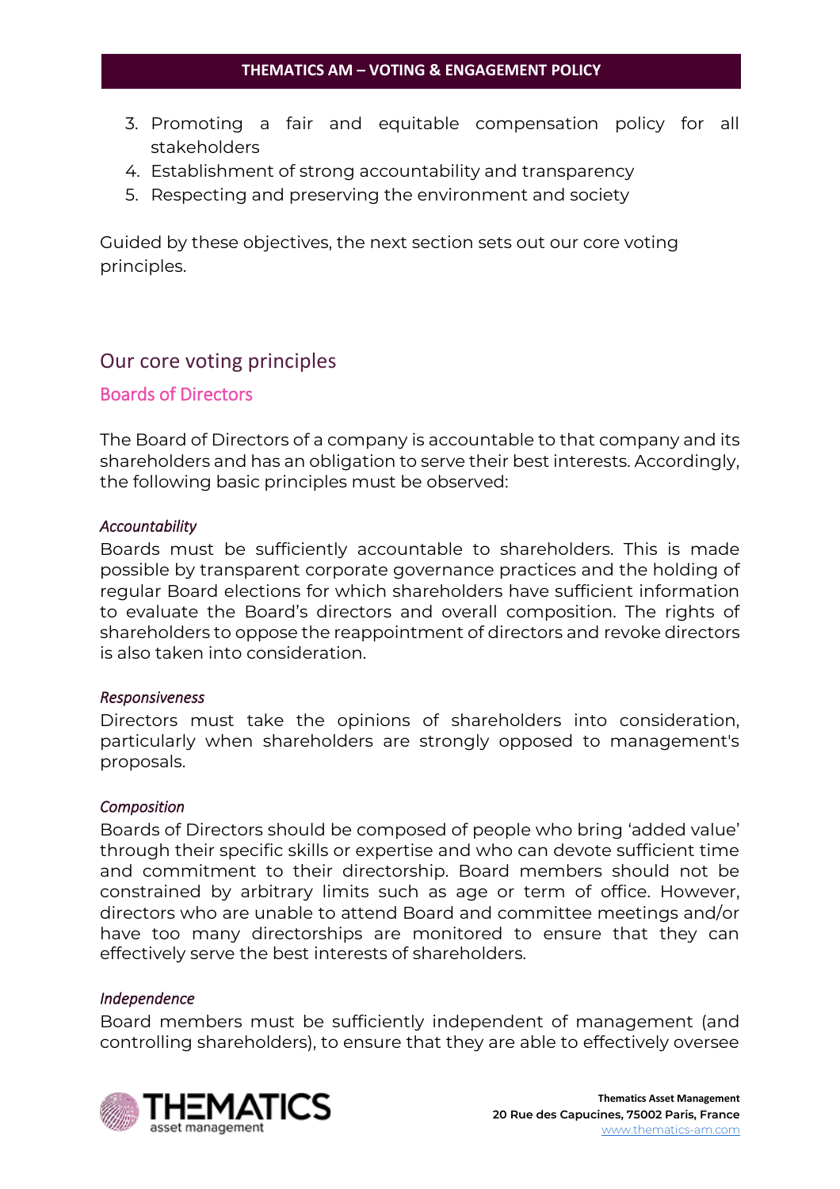3. Promoting a fair and equitable compensation policy for all stakeholders
4. Establishment of strong accountability and transparency
5. Respecting and preserving the environment and society

Guided by these objectives, the next section sets out our core voting principles.

## Our core voting principles

### Boards of Directors

The Board of Directors of a company is accountable to that company and its shareholders and has an obligation to serve their best interests. Accordingly, the following basic principles must be observed:

*Accountability*
Boards must be sufficiently accountable to shareholders. This is made possible by transparent corporate governance practices and the holding of regular Board elections for which shareholders have sufficient information to evaluate the Board's directors and overall composition. The rights of shareholders to oppose the reappointment of directors and revoke directors is also taken into consideration.

*Responsiveness*
Directors must take the opinions of shareholders into consideration, particularly when shareholders are strongly opposed to management's proposals.

*Composition*
Boards of Directors should be composed of people who bring 'added value' through their specific skills or expertise and who can devote sufficient time and commitment to their directorship. Board members should not be constrained by arbitrary limits such as age or term of office. However, directors who are unable to attend Board and committee meetings and/or have too many directorships are monitored to ensure that they can effectively serve the best interests of shareholders.

*Independence*
Board members must be sufficiently independent of management (and controlling shareholders), to ensure that they are able to effectively oversee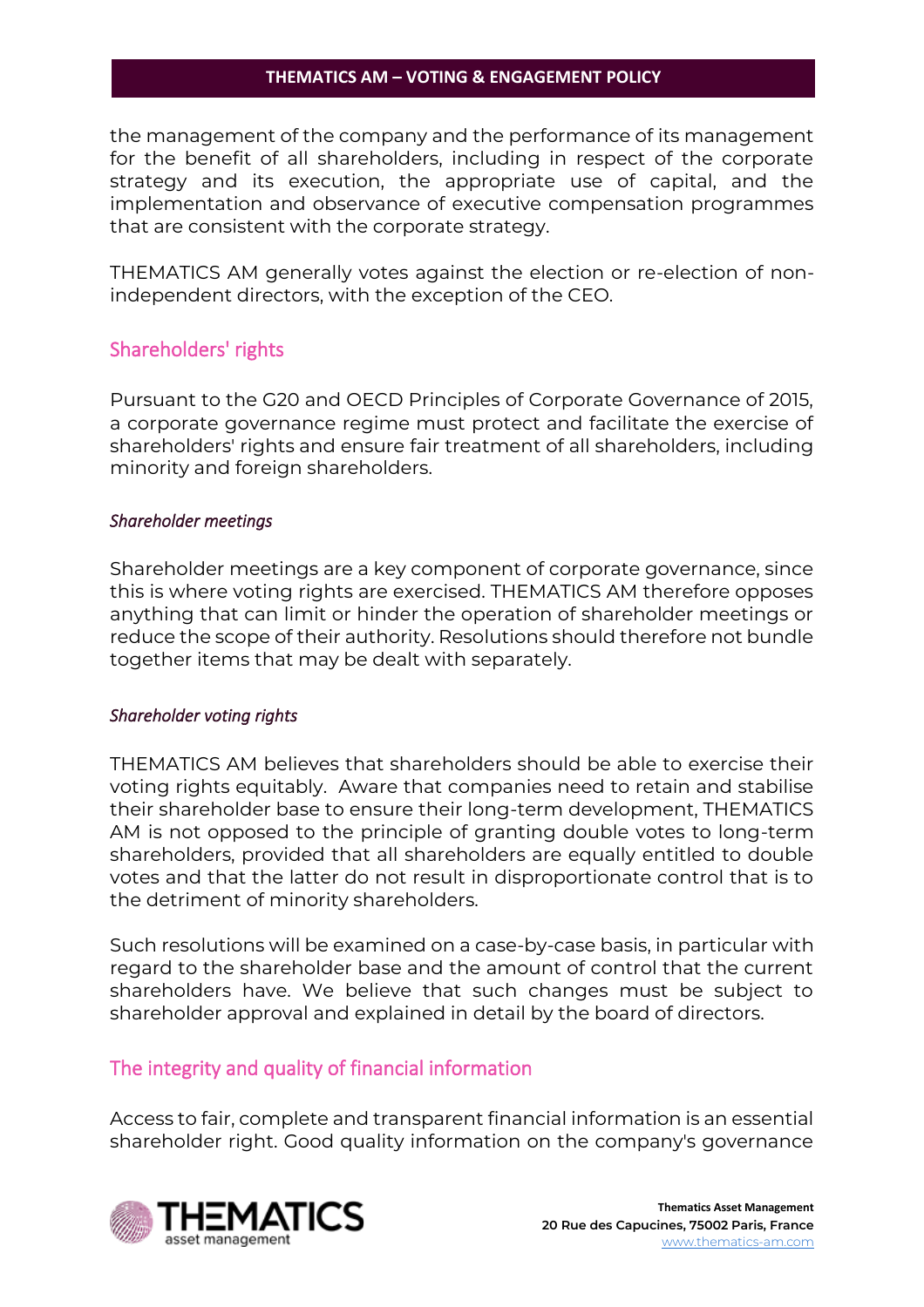the management of the company and the performance of its management for the benefit of all shareholders, including in respect of the corporate strategy and its execution, the appropriate use of capital, and the implementation and observance of executive compensation programmes that are consistent with the corporate strategy.

THEMATICS AM generally votes against the election or re-election of non-independent directors, with the exception of the CEO.

## Shareholders' rights

Pursuant to the G20 and OECD Principles of Corporate Governance of 2015, a corporate governance regime must protect and facilitate the exercise of shareholders' rights and ensure fair treatment of all shareholders, including minority and foreign shareholders.

### *Shareholder meetings*

Shareholder meetings are a key component of corporate governance, since this is where voting rights are exercised. THEMATICS AM therefore opposes anything that can limit or hinder the operation of shareholder meetings or reduce the scope of their authority. Resolutions should therefore not bundle together items that may be dealt with separately.

### *Shareholder voting rights*

THEMATICS AM believes that shareholders should be able to exercise their voting rights equitably. Aware that companies need to retain and stabilise their shareholder base to ensure their long-term development, THEMATICS AM is not opposed to the principle of granting double votes to long-term shareholders, provided that all shareholders are equally entitled to double votes and that the latter do not result in disproportionate control that is to the detriment of minority shareholders.

Such resolutions will be examined on a case-by-case basis, in particular with regard to the shareholder base and the amount of control that the current shareholders have. We believe that such changes must be subject to shareholder approval and explained in detail by the board of directors.

## The integrity and quality of financial information

Access to fair, complete and transparent financial information is an essential shareholder right. Good quality information on the company's governance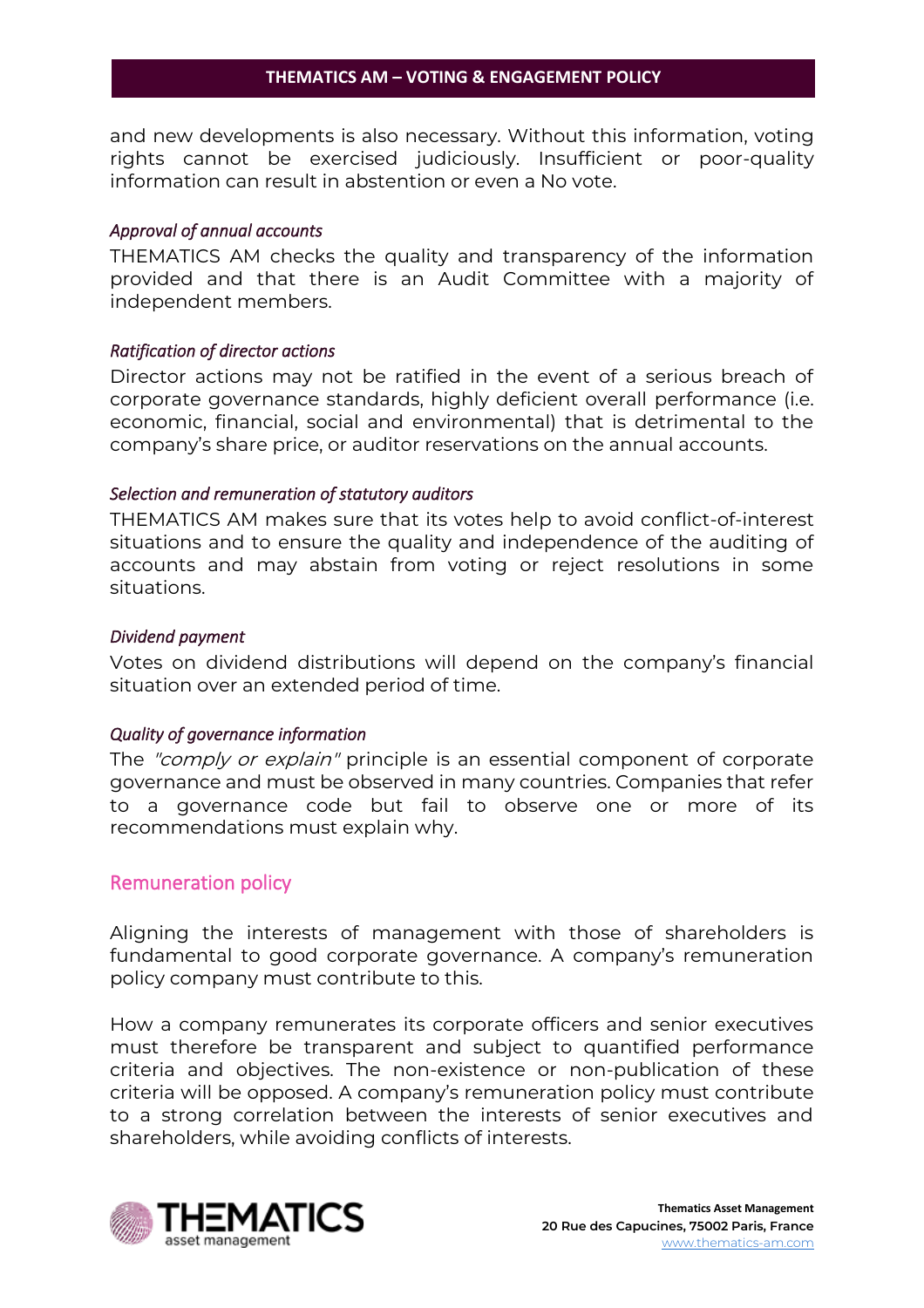and new developments is also necessary. Without this information, voting rights cannot be exercised judiciously. Insufficient or poor-quality information can result in abstention or even a No vote.

*Approval of annual accounts*

THEMATICS AM checks the quality and transparency of the information provided and that there is an Audit Committee with a majority of independent members.

*Ratification of director actions*

Director actions may not be ratified in the event of a serious breach of corporate governance standards, highly deficient overall performance (i.e. economic, financial, social and environmental) that is detrimental to the company's share price, or auditor reservations on the annual accounts.

*Selection and remuneration of statutory auditors*

THEMATICS AM makes sure that its votes help to avoid conflict-of-interest situations and to ensure the quality and independence of the auditing of accounts and may abstain from voting or reject resolutions in some situations.

*Dividend payment*

Votes on dividend distributions will depend on the company's financial situation over an extended period of time.

*Quality of governance information*

The *"comply or explain"* principle is an essential component of corporate governance and must be observed in many countries. Companies that refer to a governance code but fail to observe one or more of its recommendations must explain why.

## Remuneration policy

Aligning the interests of management with those of shareholders is fundamental to good corporate governance. A company's remuneration policy company must contribute to this.

How a company remunerates its corporate officers and senior executives must therefore be transparent and subject to quantified performance criteria and objectives. The non-existence or non-publication of these criteria will be opposed. A company's remuneration policy must contribute to a strong correlation between the interests of senior executives and shareholders, while avoiding conflicts of interests.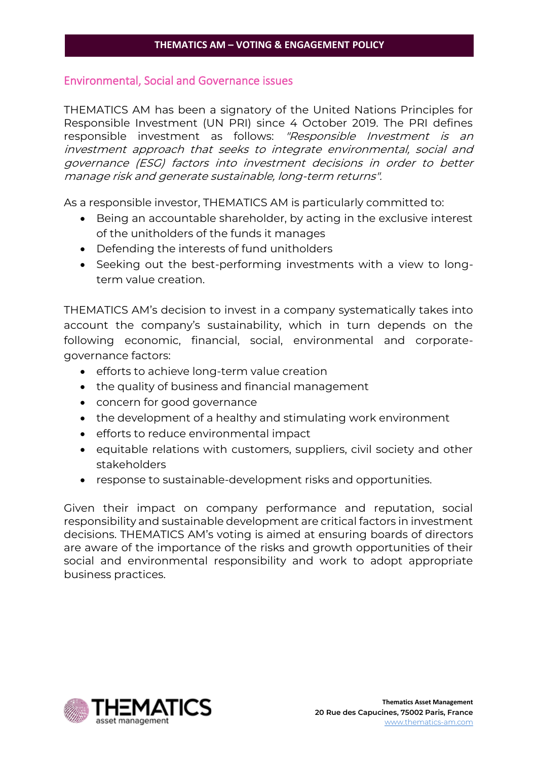## Environmental, Social and Governance issues

THEMATICS AM has been a signatory of the United Nations Principles for Responsible Investment (UN PRI) since 4 October 2019. The PRI defines responsible investment as follows: *"Responsible Investment is an investment approach that seeks to integrate environmental, social and governance (ESG) factors into investment decisions in order to better manage risk and generate sustainable, long-term returns".*

As a responsible investor, THEMATICS AM is particularly committed to:

- Being an accountable shareholder, by acting in the exclusive interest of the unitholders of the funds it manages
- Defending the interests of fund unitholders
- Seeking out the best-performing investments with a view to long-term value creation.

THEMATICS AM's decision to invest in a company systematically takes into account the company's sustainability, which in turn depends on the following economic, financial, social, environmental and corporate-governance factors:

- efforts to achieve long-term value creation
- the quality of business and financial management
- concern for good governance
- the development of a healthy and stimulating work environment
- efforts to reduce environmental impact
- equitable relations with customers, suppliers, civil society and other stakeholders
- response to sustainable-development risks and opportunities.

Given their impact on company performance and reputation, social responsibility and sustainable development are critical factors in investment decisions. THEMATICS AM's voting is aimed at ensuring boards of directors are aware of the importance of the risks and growth opportunities of their social and environmental responsibility and work to adopt appropriate business practices.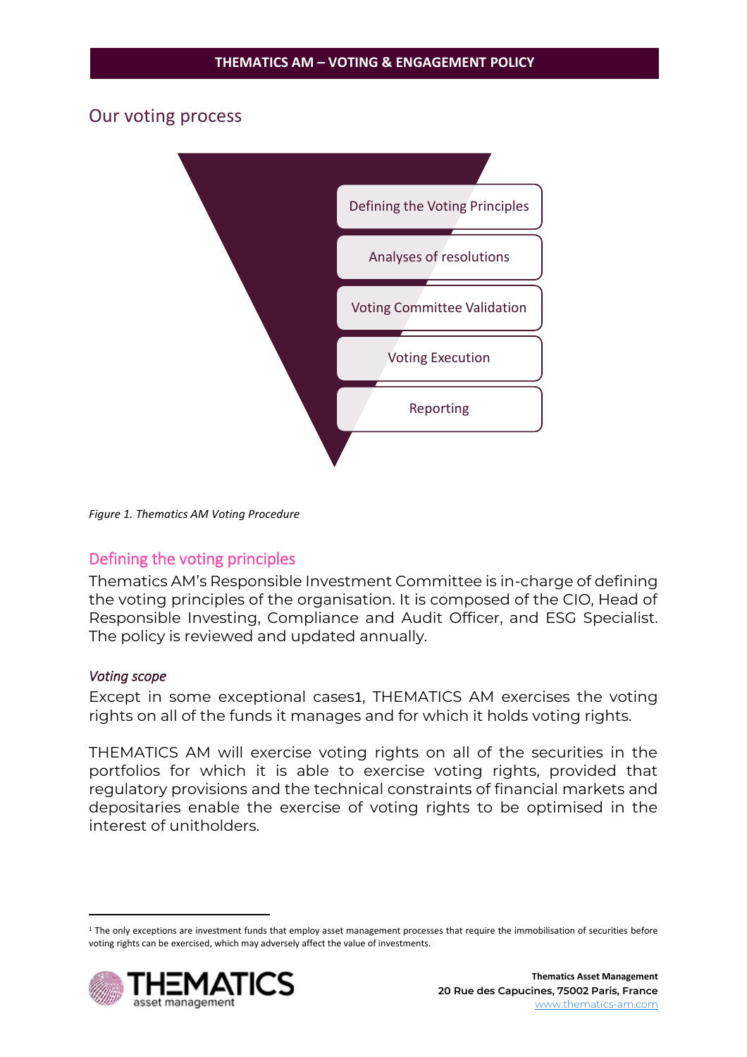## Our voting process

- Defining the Voting Principles
- Analyses of resolutions
- Voting Committee Validation
- Voting Execution
- Reporting

*Figure 1. Thematics AM Voting Procedure*

### Defining the voting principles

Thematics AM's Responsible Investment Committee is in-charge of defining the voting principles of the organisation. It is composed of the CIO, Head of Responsible Investing, Compliance and Audit Officer, and ESG Specialist. The policy is reviewed and updated annually.

#### *Voting scope*

Except in some exceptional cases[1], THEMATICS AM exercises the voting rights on all of the funds it manages and for which it holds voting rights.

THEMATICS AM will exercise voting rights on all of the securities in the portfolios for which it is able to exercise voting rights, provided that regulatory provisions and the technical constraints of financial markets and depositaries enable the exercise of voting rights to be optimised in the interest of unitholders.

[1] The only exceptions are investment funds that employ asset management processes that require the immobilisation of securities before voting rights can be exercised, which may adversely affect the value of investments.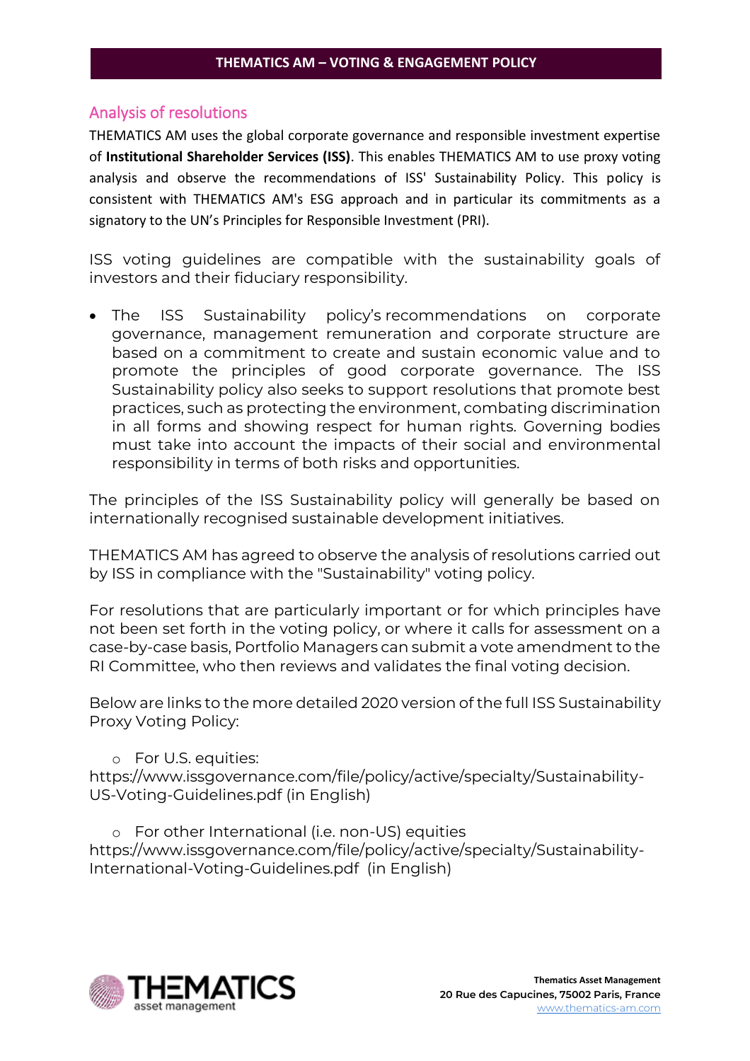## Analysis of resolutions

THEMATICS AM uses the global corporate governance and responsible investment expertise of **Institutional Shareholder Services (ISS)**. This enables THEMATICS AM to use proxy voting analysis and observe the recommendations of ISS' Sustainability Policy. This policy is consistent with THEMATICS AM's ESG approach and in particular its commitments as a signatory to the UN's Principles for Responsible Investment (PRI).

ISS voting guidelines are compatible with the sustainability goals of investors and their fiduciary responsibility.

- The ISS Sustainability policy's recommendations on corporate governance, management remuneration and corporate structure are based on a commitment to create and sustain economic value and to promote the principles of good corporate governance. The ISS Sustainability policy also seeks to support resolutions that promote best practices, such as protecting the environment, combating discrimination in all forms and showing respect for human rights. Governing bodies must take into account the impacts of their social and environmental responsibility in terms of both risks and opportunities.

The principles of the ISS Sustainability policy will generally be based on internationally recognised sustainable development initiatives.

THEMATICS AM has agreed to observe the analysis of resolutions carried out by ISS in compliance with the "Sustainability" voting policy.

For resolutions that are particularly important or for which principles have not been set forth in the voting policy, or where it calls for assessment on a case-by-case basis, Portfolio Managers can submit a vote amendment to the RI Committee, who then reviews and validates the final voting decision.

Below are links to the more detailed 2020 version of the full ISS Sustainability Proxy Voting Policy:

- For U.S. equities:
https://www.issgovernance.com/file/policy/active/specialty/Sustainability-US-Voting-Guidelines.pdf (in English)

- For other International (i.e. non-US) equities
https://www.issgovernance.com/file/policy/active/specialty/Sustainability-International-Voting-Guidelines.pdf (in English)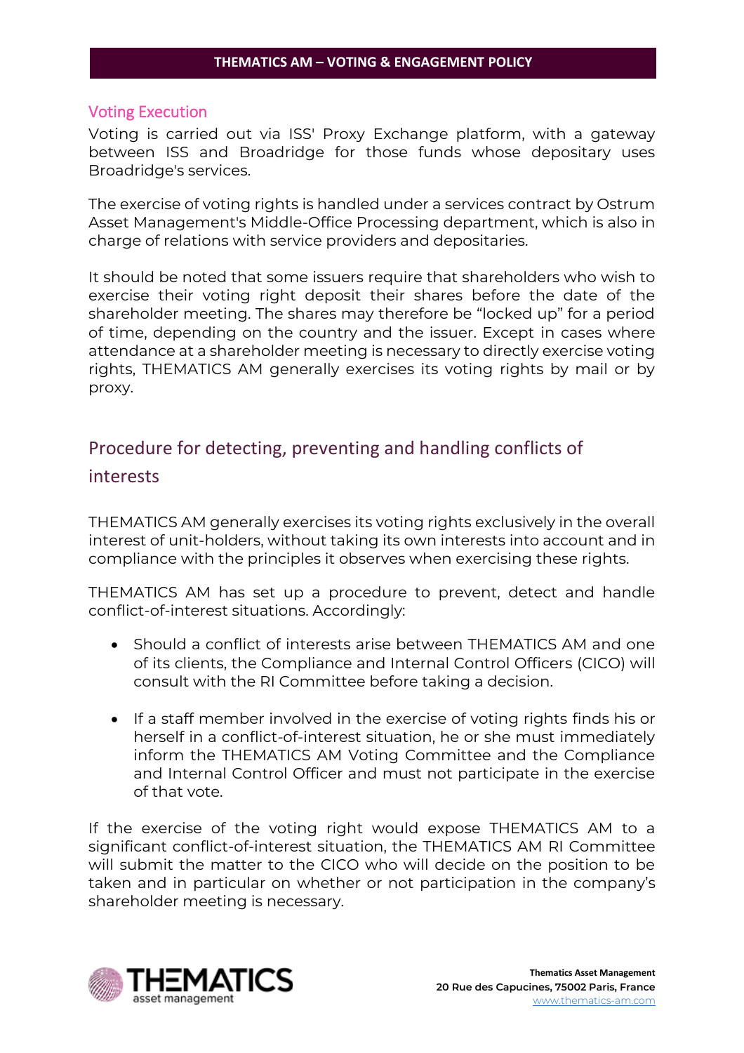## Voting Execution

Voting is carried out via ISS' Proxy Exchange platform, with a gateway between ISS and Broadridge for those funds whose depositary uses Broadridge's services.

The exercise of voting rights is handled under a services contract by Ostrum Asset Management's Middle-Office Processing department, which is also in charge of relations with service providers and depositaries.

It should be noted that some issuers require that shareholders who wish to exercise their voting right deposit their shares before the date of the shareholder meeting. The shares may therefore be "locked up" for a period of time, depending on the country and the issuer. Except in cases where attendance at a shareholder meeting is necessary to directly exercise voting rights, THEMATICS AM generally exercises its voting rights by mail or by proxy.

## Procedure for detecting, preventing and handling conflicts of interests

THEMATICS AM generally exercises its voting rights exclusively in the overall interest of unit-holders, without taking its own interests into account and in compliance with the principles it observes when exercising these rights.

THEMATICS AM has set up a procedure to prevent, detect and handle conflict-of-interest situations. Accordingly:

- Should a conflict of interests arise between THEMATICS AM and one of its clients, the Compliance and Internal Control Officers (CICO) will consult with the RI Committee before taking a decision.

- If a staff member involved in the exercise of voting rights finds his or herself in a conflict-of-interest situation, he or she must immediately inform the THEMATICS AM Voting Committee and the Compliance and Internal Control Officer and must not participate in the exercise of that vote.

If the exercise of the voting right would expose THEMATICS AM to a significant conflict-of-interest situation, the THEMATICS AM RI Committee will submit the matter to the CICO who will decide on the position to be taken and in particular on whether or not participation in the company's shareholder meeting is necessary.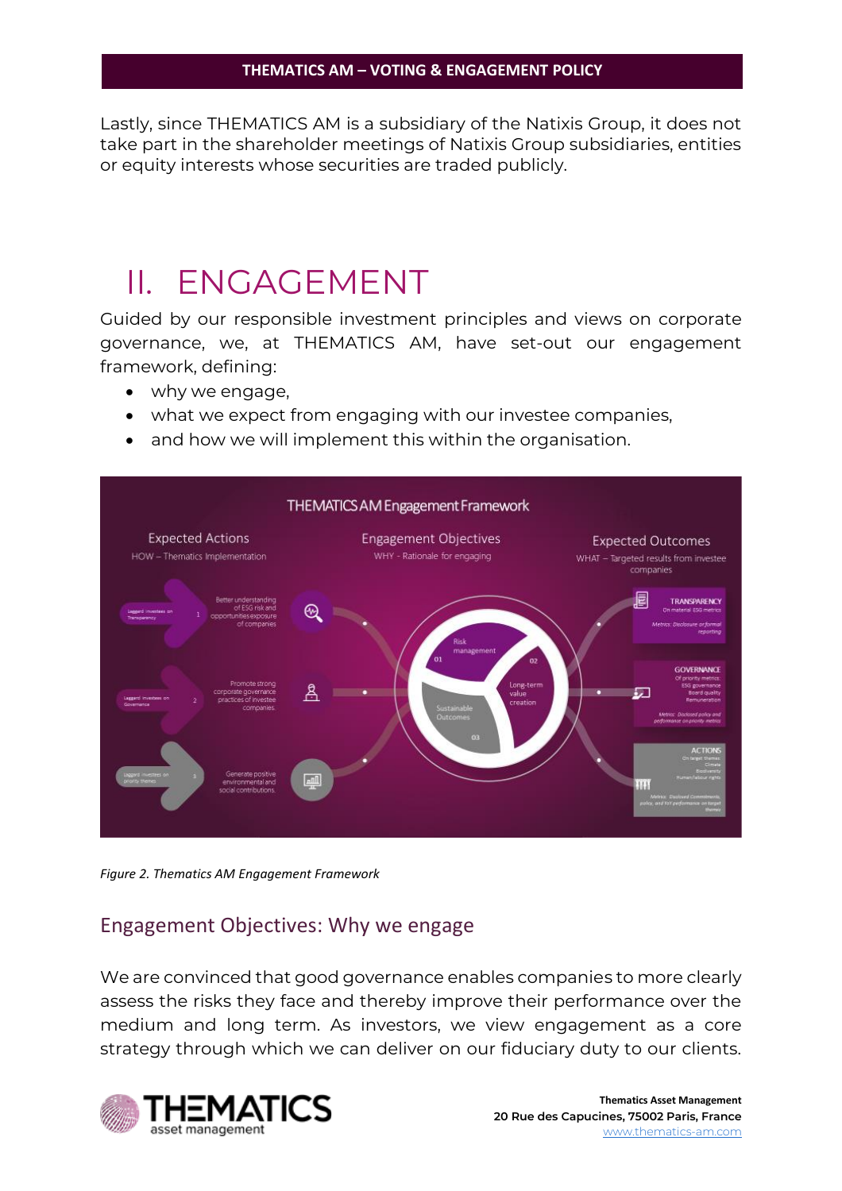Lastly, since THEMATICS AM is a subsidiary of the Natixis Group, it does not take part in the shareholder meetings of Natixis Group subsidiaries, entities or equity interests whose securities are traded publicly.

# II. ENGAGEMENT

Guided by our responsible investment principles and views on corporate governance, we, at THEMATICS AM, have set-out our engagement framework, defining:

- why we engage,
- what we expect from engaging with our investee companies,
- and how we will implement this within the organisation.

*Figure 2. Thematics AM Engagement Framework*

## Engagement Objectives: Why we engage

We are convinced that good governance enables companies to more clearly assess the risks they face and thereby improve their performance over the medium and long term. As investors, we view engagement as a core strategy through which we can deliver on our fiduciary duty to our clients.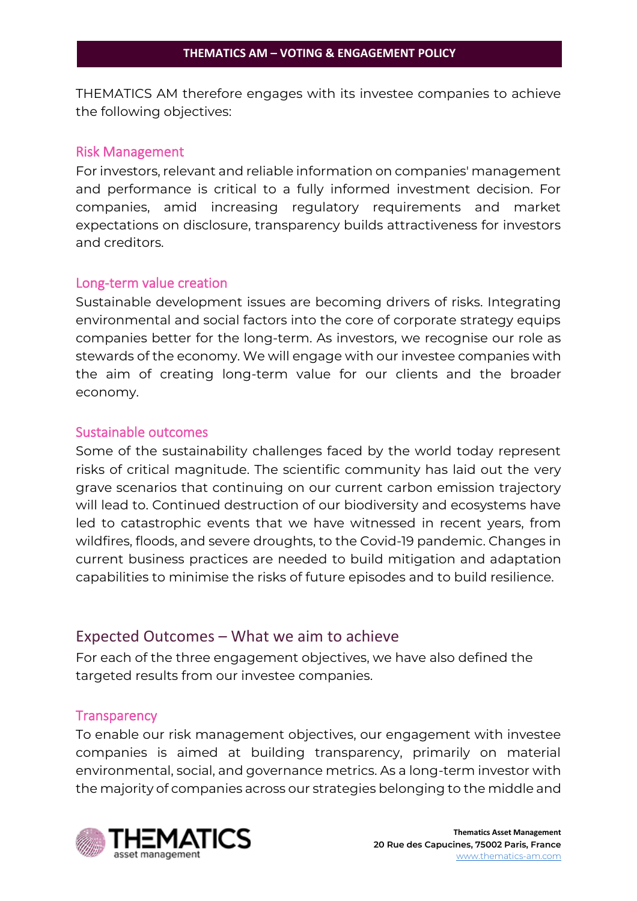THEMATICS AM therefore engages with its investee companies to achieve the following objectives:

### Risk Management

For investors, relevant and reliable information on companies' management and performance is critical to a fully informed investment decision. For companies, amid increasing regulatory requirements and market expectations on disclosure, transparency builds attractiveness for investors and creditors.

### Long-term value creation

Sustainable development issues are becoming drivers of risks. Integrating environmental and social factors into the core of corporate strategy equips companies better for the long-term. As investors, we recognise our role as stewards of the economy. We will engage with our investee companies with the aim of creating long-term value for our clients and the broader economy.

### Sustainable outcomes

Some of the sustainability challenges faced by the world today represent risks of critical magnitude. The scientific community has laid out the very grave scenarios that continuing on our current carbon emission trajectory will lead to. Continued destruction of our biodiversity and ecosystems have led to catastrophic events that we have witnessed in recent years, from wildfires, floods, and severe droughts, to the Covid-19 pandemic. Changes in current business practices are needed to build mitigation and adaptation capabilities to minimise the risks of future episodes and to build resilience.

## Expected Outcomes – What we aim to achieve

For each of the three engagement objectives, we have also defined the targeted results from our investee companies.

### Transparency

To enable our risk management objectives, our engagement with investee companies is aimed at building transparency, primarily on material environmental, social, and governance metrics. As a long-term investor with the majority of companies across our strategies belonging to the middle and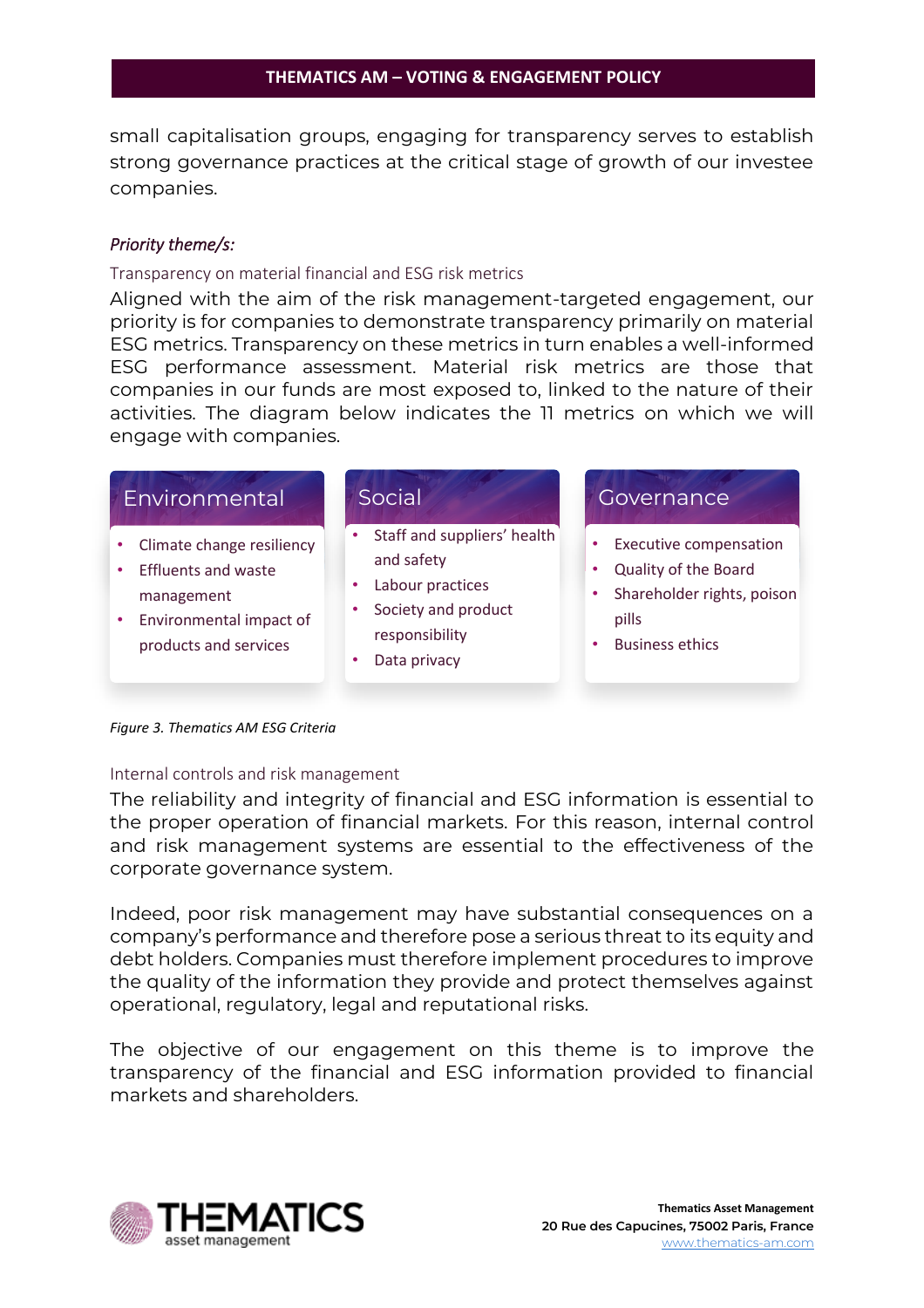small capitalisation groups, engaging for transparency serves to establish strong governance practices at the critical stage of growth of our investee companies.

*Priority theme/s:*

### Transparency on material financial and ESG risk metrics

Aligned with the aim of the risk management-targeted engagement, our priority is for companies to demonstrate transparency primarily on material ESG metrics. Transparency on these metrics in turn enables a well-informed ESG performance assessment. Material risk metrics are those that companies in our funds are most exposed to, linked to the nature of their activities. The diagram below indicates the 11 metrics on which we will engage with companies.

**Environmental**
- Climate change resiliency
- Effluents and waste management
- Environmental impact of products and services

**Social**
- Staff and suppliers' health and safety
- Labour practices
- Society and product responsibility
- Data privacy

**Governance**
- Executive compensation
- Quality of the Board
- Shareholder rights, poison pills
- Business ethics

*Figure 3. Thematics AM ESG Criteria*

### Internal controls and risk management

The reliability and integrity of financial and ESG information is essential to the proper operation of financial markets. For this reason, internal control and risk management systems are essential to the effectiveness of the corporate governance system.

Indeed, poor risk management may have substantial consequences on a company's performance and therefore pose a serious threat to its equity and debt holders. Companies must therefore implement procedures to improve the quality of the information they provide and protect themselves against operational, regulatory, legal and reputational risks.

The objective of our engagement on this theme is to improve the transparency of the financial and ESG information provided to financial markets and shareholders.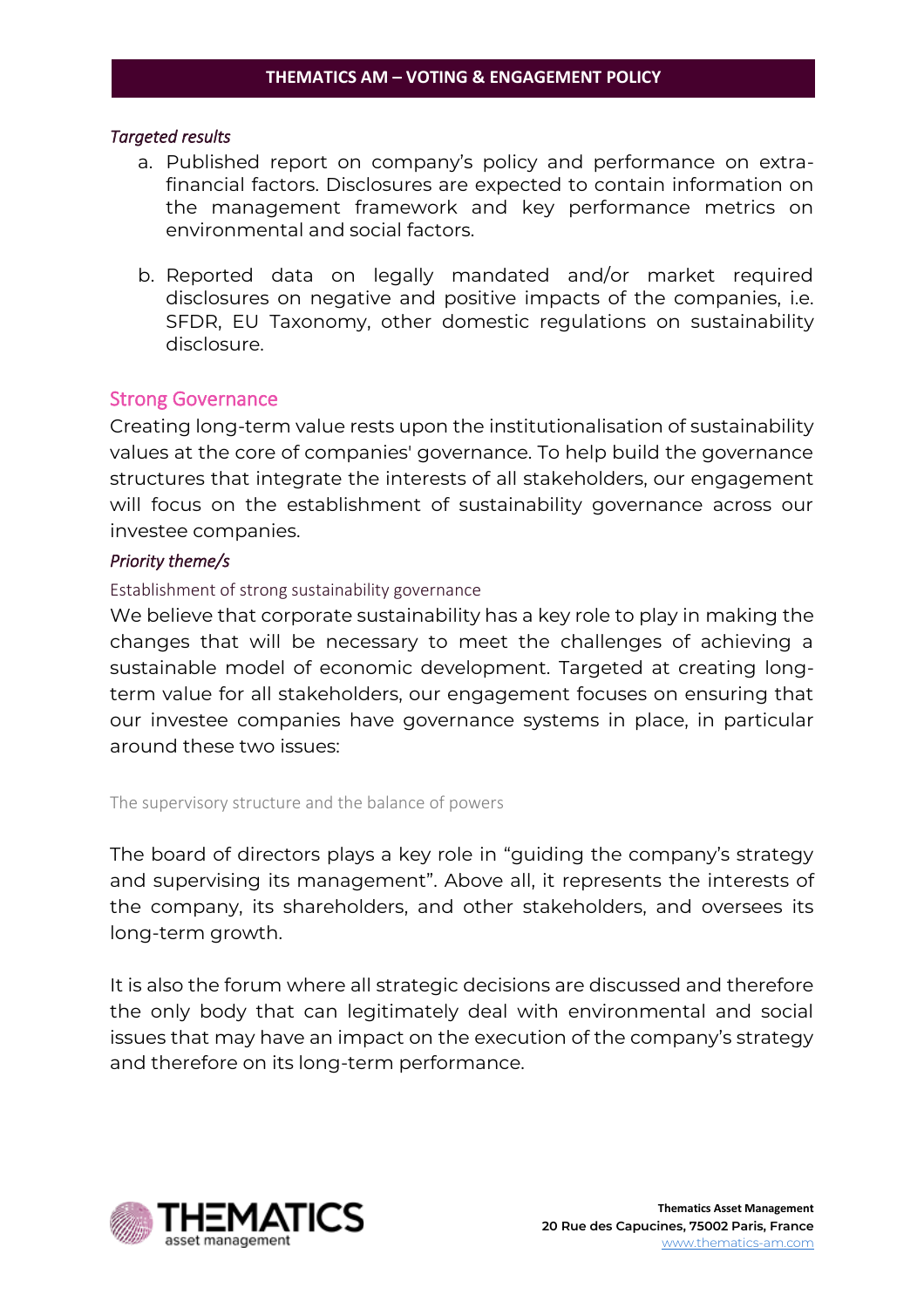*Targeted results*

a. Published report on company's policy and performance on extra-financial factors. Disclosures are expected to contain information on the management framework and key performance metrics on environmental and social factors.

b. Reported data on legally mandated and/or market required disclosures on negative and positive impacts of the companies, i.e. SFDR, EU Taxonomy, other domestic regulations on sustainability disclosure.

## Strong Governance

Creating long-term value rests upon the institutionalisation of sustainability values at the core of companies' governance. To help build the governance structures that integrate the interests of all stakeholders, our engagement will focus on the establishment of sustainability governance across our investee companies.

*Priority theme/s*

### Establishment of strong sustainability governance

We believe that corporate sustainability has a key role to play in making the changes that will be necessary to meet the challenges of achieving a sustainable model of economic development. Targeted at creating long-term value for all stakeholders, our engagement focuses on ensuring that our investee companies have governance systems in place, in particular around these two issues:

#### The supervisory structure and the balance of powers

The board of directors plays a key role in "guiding the company's strategy and supervising its management". Above all, it represents the interests of the company, its shareholders, and other stakeholders, and oversees its long-term growth.

It is also the forum where all strategic decisions are discussed and therefore the only body that can legitimately deal with environmental and social issues that may have an impact on the execution of the company's strategy and therefore on its long-term performance.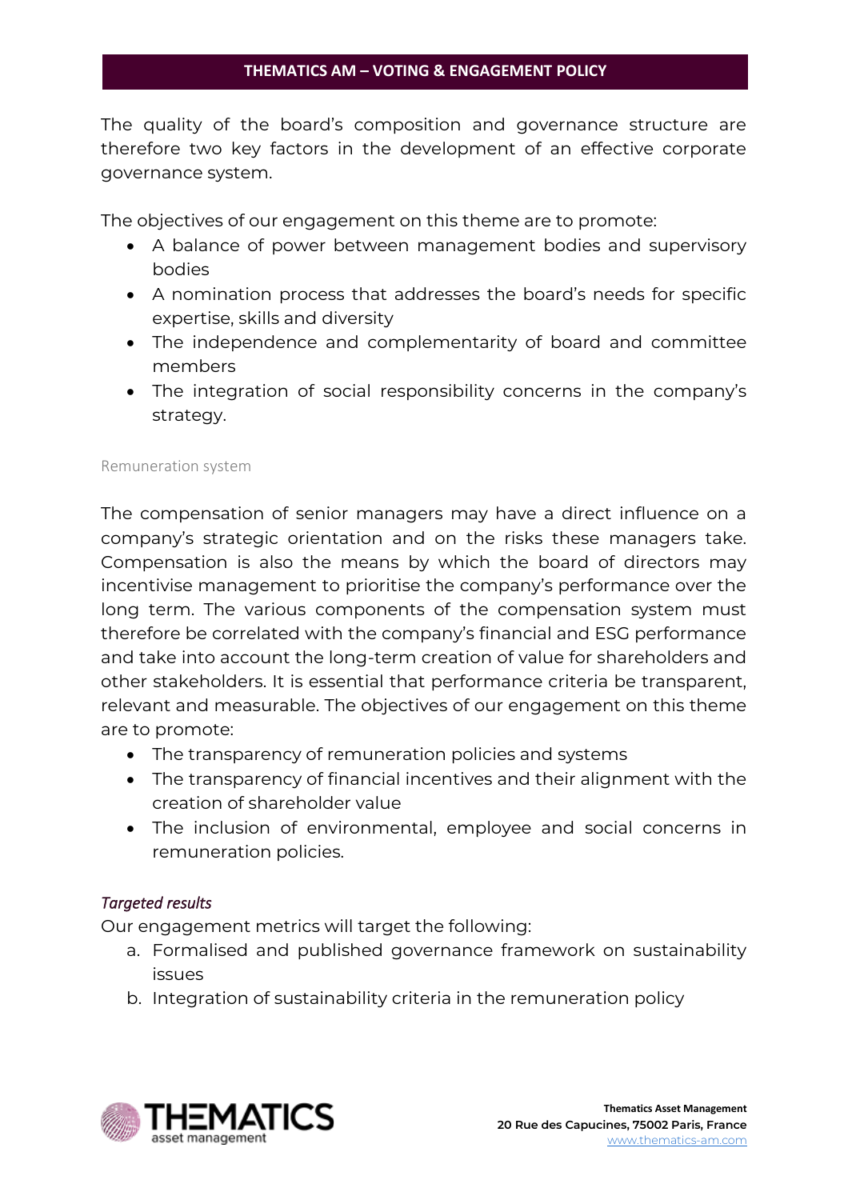The quality of the board's composition and governance structure are therefore two key factors in the development of an effective corporate governance system.

The objectives of our engagement on this theme are to promote:

- A balance of power between management bodies and supervisory bodies
- A nomination process that addresses the board's needs for specific expertise, skills and diversity
- The independence and complementarity of board and committee members
- The integration of social responsibility concerns in the company's strategy.

#### Remuneration system

The compensation of senior managers may have a direct influence on a company's strategic orientation and on the risks these managers take. Compensation is also the means by which the board of directors may incentivise management to prioritise the company's performance over the long term. The various components of the compensation system must therefore be correlated with the company's financial and ESG performance and take into account the long-term creation of value for shareholders and other stakeholders. It is essential that performance criteria be transparent, relevant and measurable. The objectives of our engagement on this theme are to promote:

- The transparency of remuneration policies and systems
- The transparency of financial incentives and their alignment with the creation of shareholder value
- The inclusion of environmental, employee and social concerns in remuneration policies.

*Targeted results*

Our engagement metrics will target the following:

a. Formalised and published governance framework on sustainability issues
b. Integration of sustainability criteria in the remuneration policy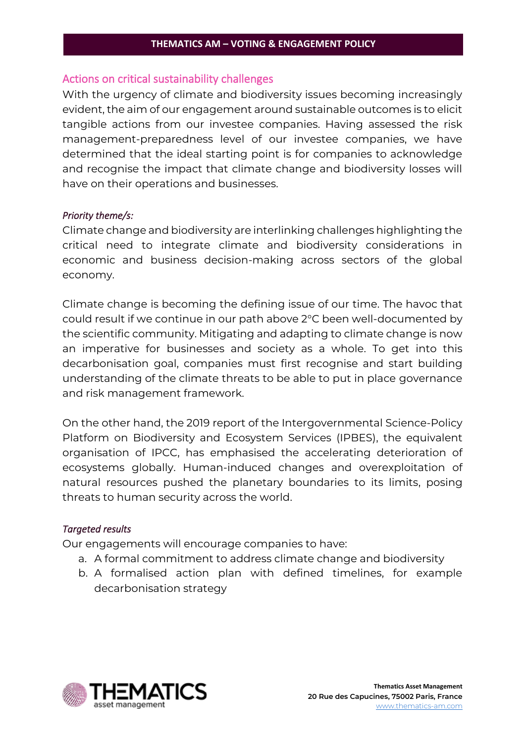## Actions on critical sustainability challenges

With the urgency of climate and biodiversity issues becoming increasingly evident, the aim of our engagement around sustainable outcomes is to elicit tangible actions from our investee companies. Having assessed the risk management-preparedness level of our investee companies, we have determined that the ideal starting point is for companies to acknowledge and recognise the impact that climate change and biodiversity losses will have on their operations and businesses.

*Priority theme/s:*

Climate change and biodiversity are interlinking challenges highlighting the critical need to integrate climate and biodiversity considerations in economic and business decision-making across sectors of the global economy.

Climate change is becoming the defining issue of our time. The havoc that could result if we continue in our path above 2°C been well-documented by the scientific community. Mitigating and adapting to climate change is now an imperative for businesses and society as a whole. To get into this decarbonisation goal, companies must first recognise and start building understanding of the climate threats to be able to put in place governance and risk management framework.

On the other hand, the 2019 report of the Intergovernmental Science-Policy Platform on Biodiversity and Ecosystem Services (IPBES), the equivalent organisation of IPCC, has emphasised the accelerating deterioration of ecosystems globally. Human-induced changes and overexploitation of natural resources pushed the planetary boundaries to its limits, posing threats to human security across the world.

*Targeted results*

Our engagements will encourage companies to have:

a. A formal commitment to address climate change and biodiversity
b. A formalised action plan with defined timelines, for example decarbonisation strategy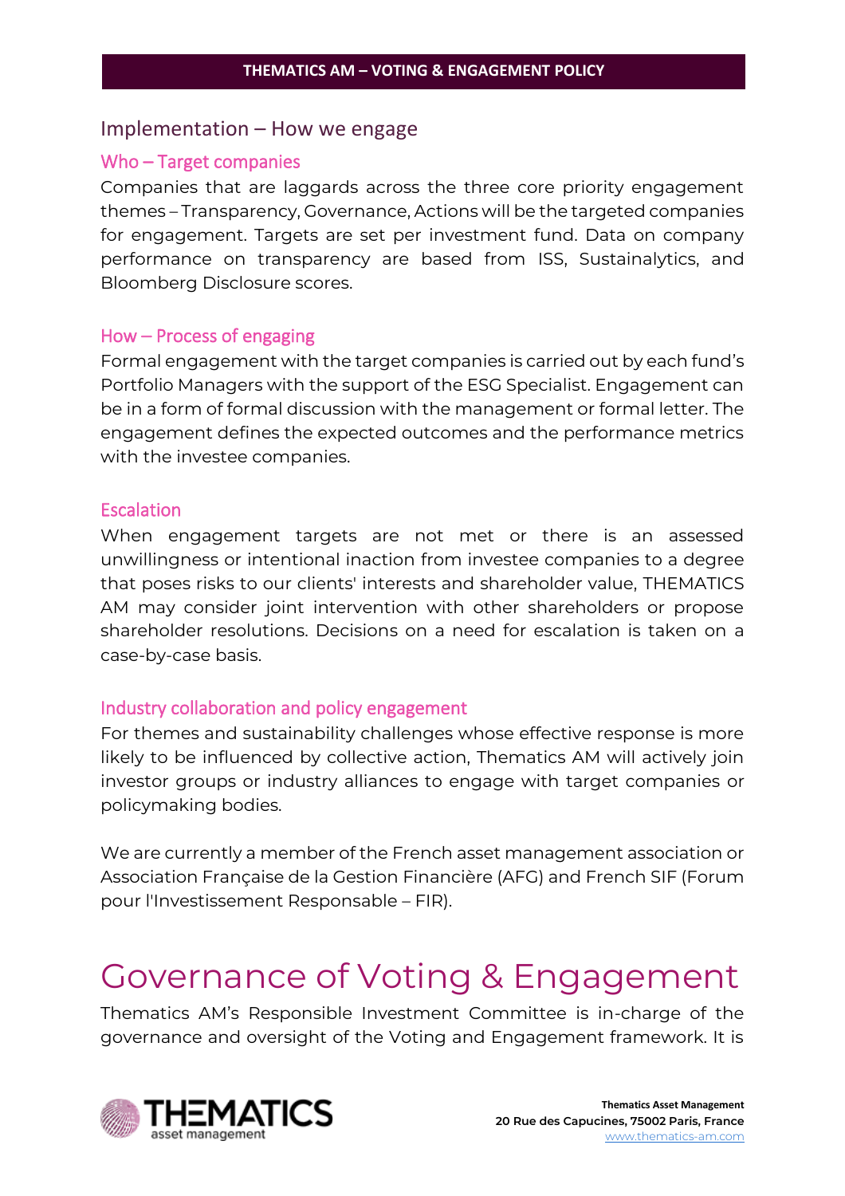## Implementation – How we engage

### Who – Target companies

Companies that are laggards across the three core priority engagement themes – Transparency, Governance, Actions will be the targeted companies for engagement. Targets are set per investment fund. Data on company performance on transparency are based from ISS, Sustainalytics, and Bloomberg Disclosure scores.

### How – Process of engaging

Formal engagement with the target companies is carried out by each fund's Portfolio Managers with the support of the ESG Specialist. Engagement can be in a form of formal discussion with the management or formal letter. The engagement defines the expected outcomes and the performance metrics with the investee companies.

### Escalation

When engagement targets are not met or there is an assessed unwillingness or intentional inaction from investee companies to a degree that poses risks to our clients' interests and shareholder value, THEMATICS AM may consider joint intervention with other shareholders or propose shareholder resolutions. Decisions on a need for escalation is taken on a case-by-case basis.

### Industry collaboration and policy engagement

For themes and sustainability challenges whose effective response is more likely to be influenced by collective action, Thematics AM will actively join investor groups or industry alliances to engage with target companies or policymaking bodies.

We are currently a member of the French asset management association or Association Française de la Gestion Financière (AFG) and French SIF (Forum pour l'Investissement Responsable – FIR).

# Governance of Voting & Engagement

Thematics AM's Responsible Investment Committee is in-charge of the governance and oversight of the Voting and Engagement framework. It is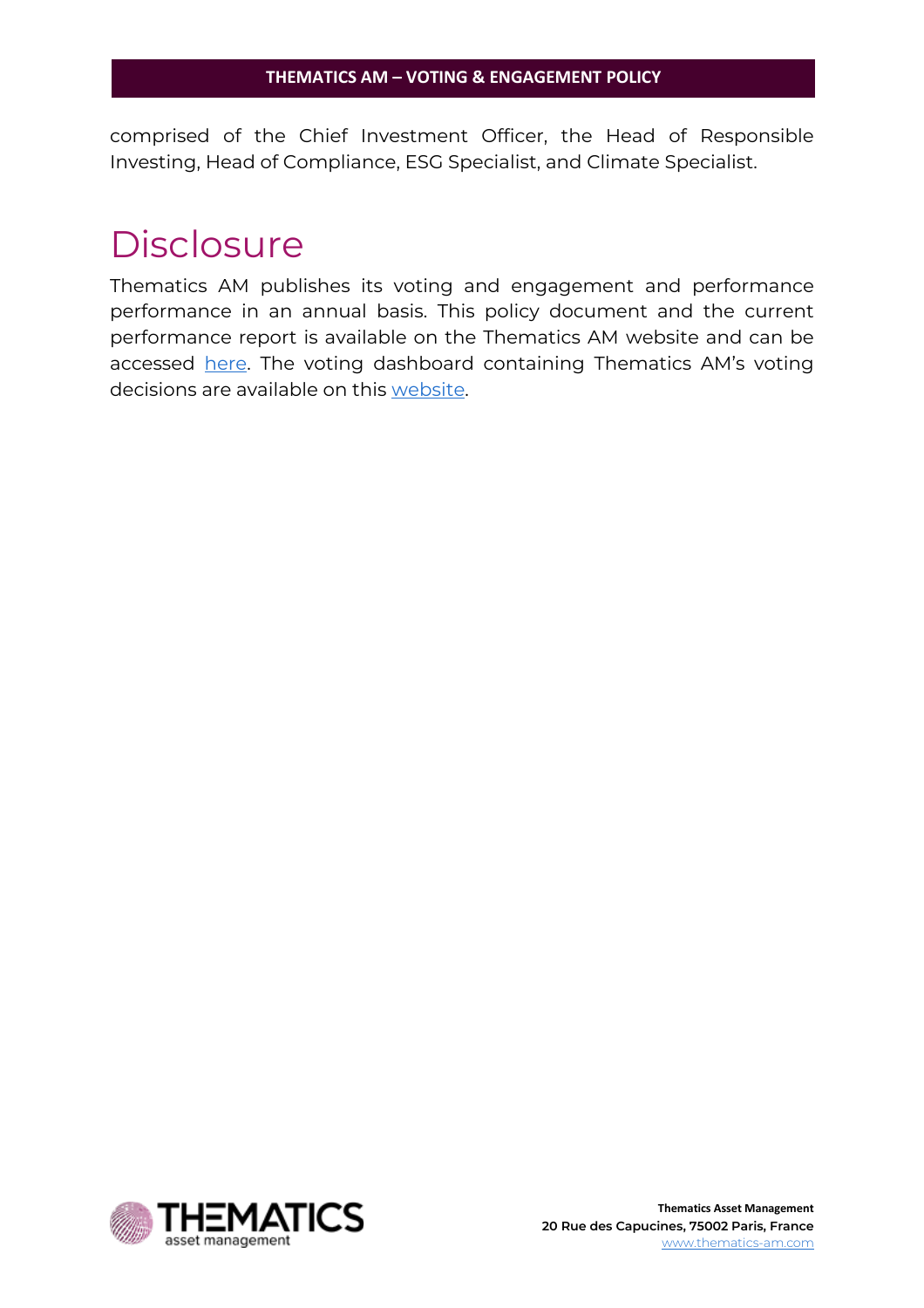comprised of the Chief Investment Officer, the Head of Responsible Investing, Head of Compliance, ESG Specialist, and Climate Specialist.

# Disclosure

Thematics AM publishes its voting and engagement and performance performance in an annual basis. This policy document and the current performance report is available on the Thematics AM website and can be accessed here. The voting dashboard containing Thematics AM's voting decisions are available on this website.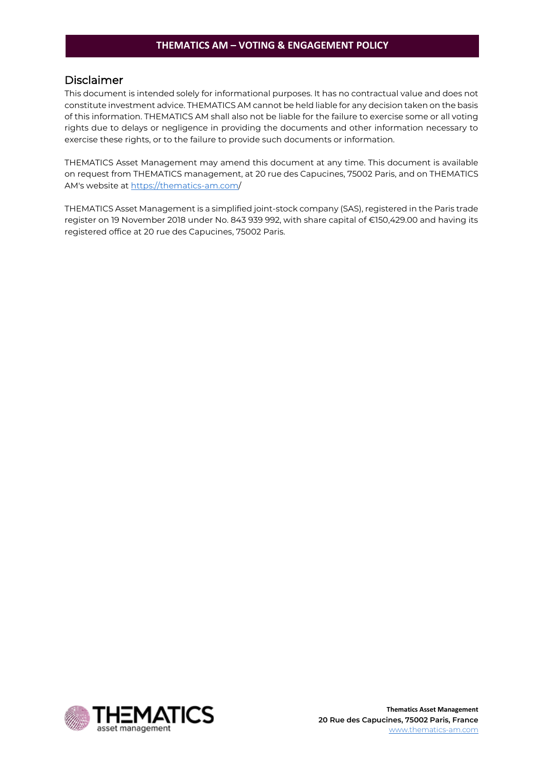## Disclaimer

This document is intended solely for informational purposes. It has no contractual value and does not constitute investment advice. THEMATICS AM cannot be held liable for any decision taken on the basis of this information. THEMATICS AM shall also not be liable for the failure to exercise some or all voting rights due to delays or negligence in providing the documents and other information necessary to exercise these rights, or to the failure to provide such documents or information.

THEMATICS Asset Management may amend this document at any time. This document is available on request from THEMATICS management, at 20 rue des Capucines, 75002 Paris, and on THEMATICS AM's website at https://thematics-am.com/

THEMATICS Asset Management is a simplified joint-stock company (SAS), registered in the Paris trade register on 19 November 2018 under No. 843 939 992, with share capital of €150,429.00 and having its registered office at 20 rue des Capucines, 75002 Paris.